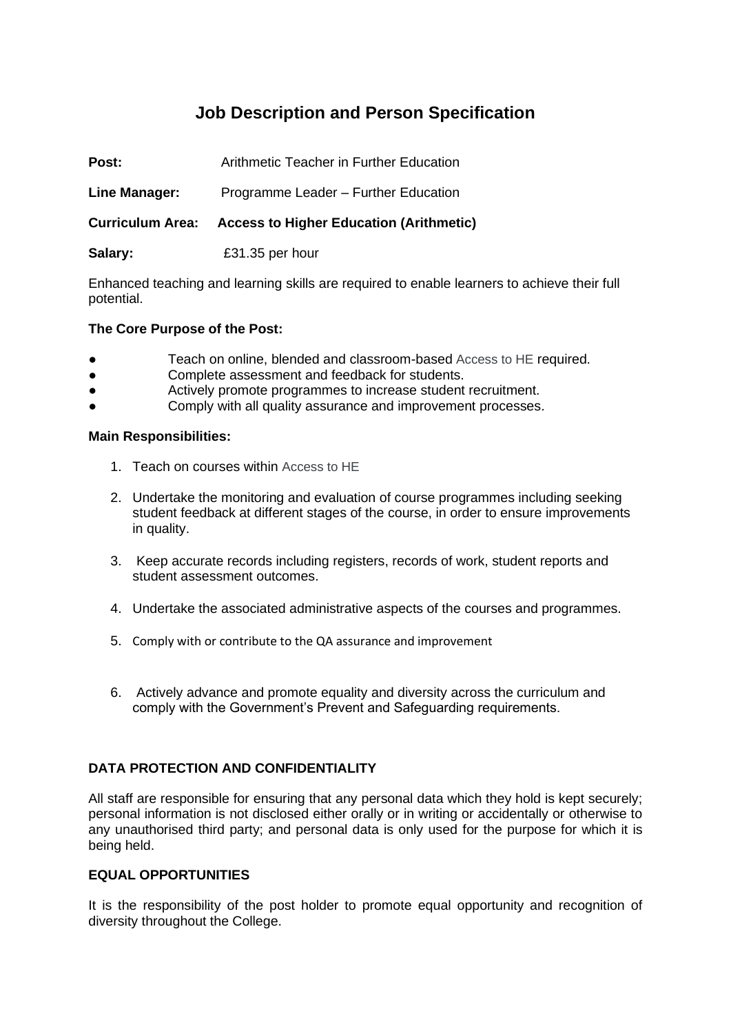# Job Description and Person Specification

**Post:** Arithmetic Teacher in Further Education

**Line Manager:** Programme Leader – Further Education

**Curriculum Area:** **Access to Higher Education (Arithmetic)**

**Salary:** £31.35 per hour

Enhanced teaching and learning skills are required to enable learners to achieve their full potential.

**The Core Purpose of the Post:**

- Teach on online, blended and classroom-based Access to HE required.
- Complete assessment and feedback for students.
- Actively promote programmes to increase student recruitment.
- Comply with all quality assurance and improvement processes.

**Main Responsibilities:**

1. Teach on courses within Access to HE
2. Undertake the monitoring and evaluation of course programmes including seeking student feedback at different stages of the course, in order to ensure improvements in quality.
3. Keep accurate records including registers, records of work, student reports and student assessment outcomes.
4. Undertake the associated administrative aspects of the courses and programmes.
5. Comply with or contribute to the QA assurance and improvement
6. Actively advance and promote equality and diversity across the curriculum and comply with the Government's Prevent and Safeguarding requirements.

**DATA PROTECTION AND CONFIDENTIALITY**

All staff are responsible for ensuring that any personal data which they hold is kept securely; personal information is not disclosed either orally or in writing or accidentally or otherwise to any unauthorised third party; and personal data is only used for the purpose for which it is being held.

**EQUAL OPPORTUNITIES**

It is the responsibility of the post holder to promote equal opportunity and recognition of diversity throughout the College.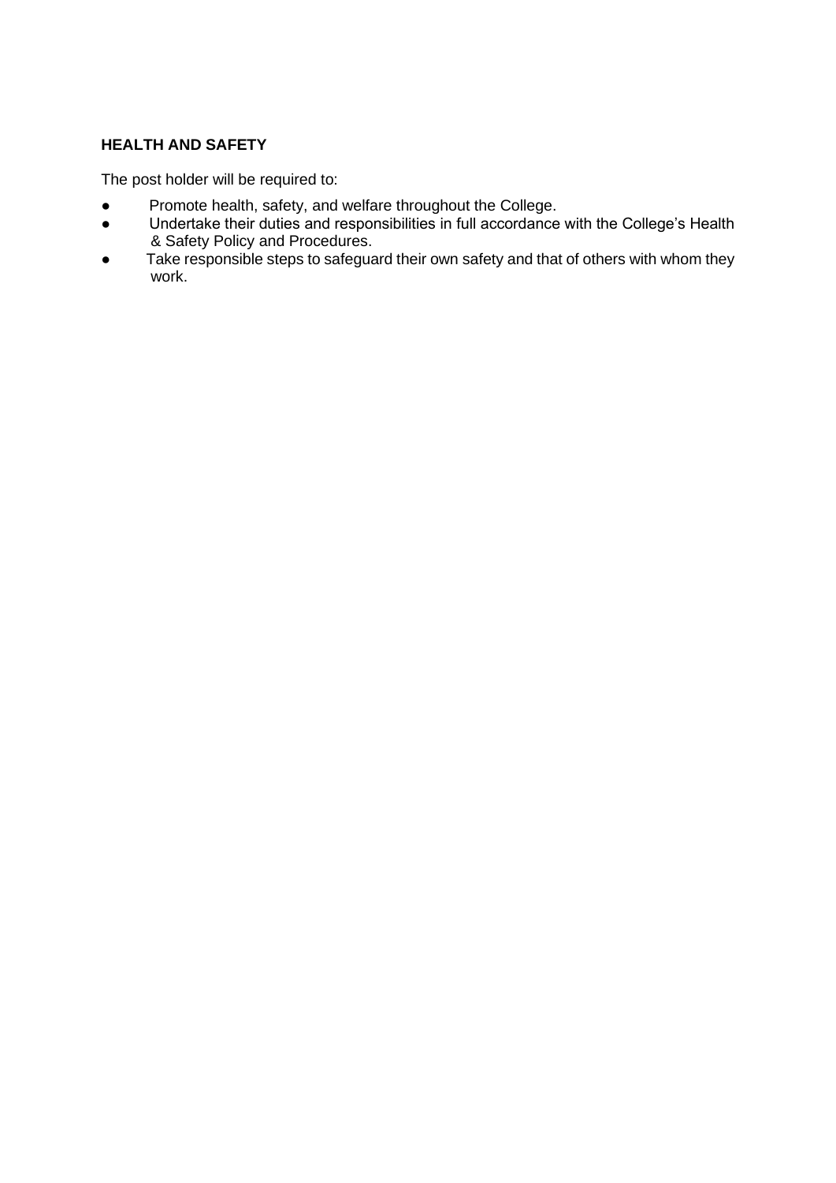**HEALTH AND SAFETY**

The post holder will be required to:

- Promote health, safety, and welfare throughout the College.
- Undertake their duties and responsibilities in full accordance with the College's Health & Safety Policy and Procedures.
- Take responsible steps to safeguard their own safety and that of others with whom they work.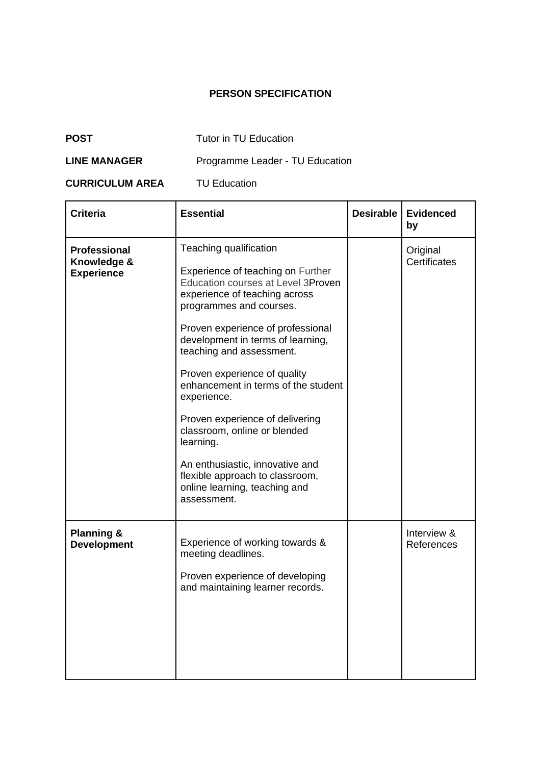**PERSON SPECIFICATION**

**POST** Tutor in TU Education

**LINE MANAGER** Programme Leader - TU Education

**CURRICULUM AREA** TU Education

| **Criteria** | **Essential** | **Desirable** | **Evidenced by** |
|---|---|---|---|
| **Professional Knowledge & Experience** | Teaching qualification<br><br>Experience of teaching on Further Education courses at Level 3Proven experience of teaching across programmes and courses.<br><br>Proven experience of professional development in terms of learning, teaching and assessment.<br><br>Proven experience of quality enhancement in terms of the student experience.<br><br>Proven experience of delivering classroom, online or blended learning.<br><br>An enthusiastic, innovative and flexible approach to classroom, online learning, teaching and assessment. | | Original Certificates |
| **Planning & Development** | Experience of working towards & meeting deadlines.<br><br>Proven experience of developing and maintaining learner records. | | Interview & References |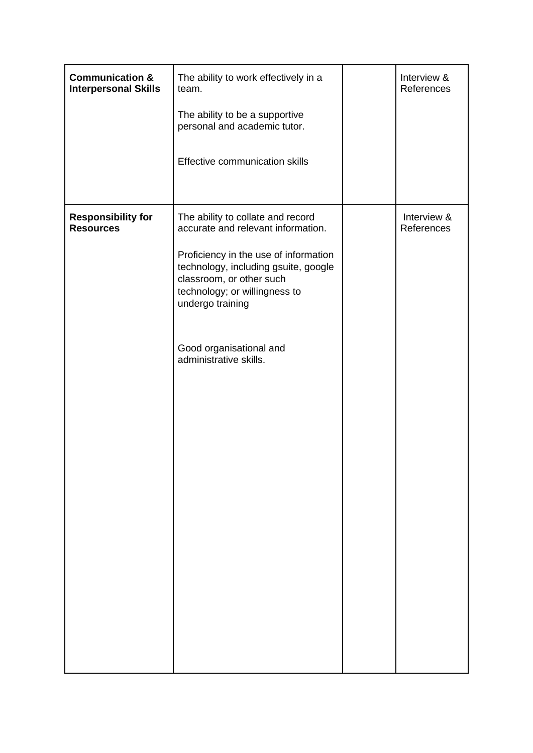| | | | |
|---|---|---|---|
| **Communication & Interpersonal Skills** | The ability to work effectively in a team.<br><br>The ability to be a supportive personal and academic tutor.<br><br>Effective communication skills | | Interview & References |
| **Responsibility for Resources** | The ability to collate and record accurate and relevant information.<br><br>Proficiency in the use of information technology, including gsuite, google classroom, or other such technology; or willingness to undergo training<br><br>Good organisational and administrative skills. | | Interview & References |